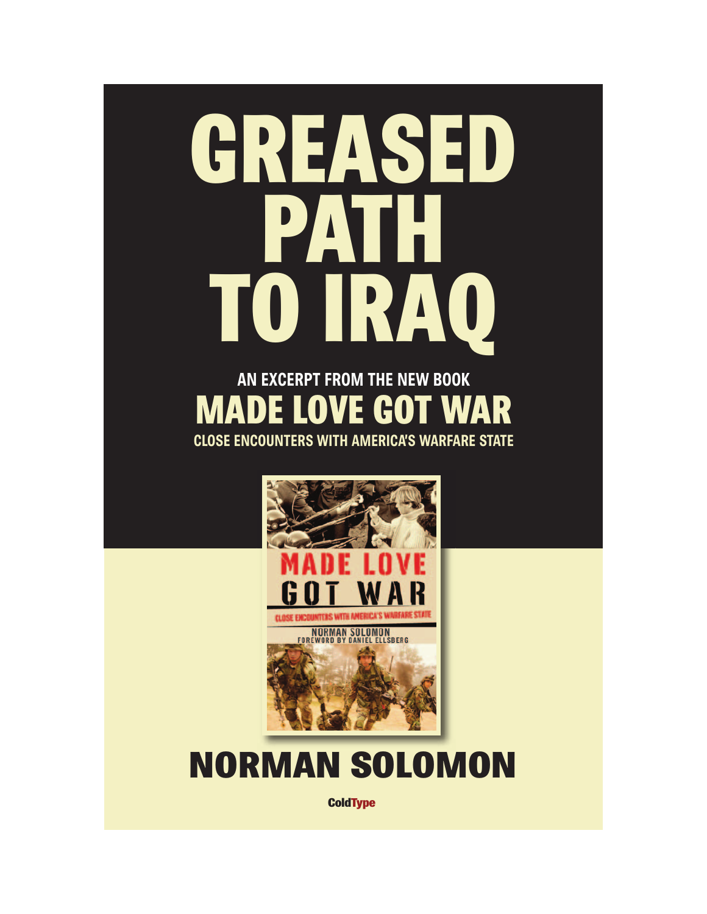# GREASED PATH TO IRAQ

**AN EXCERPT FROM THE NEW BOOK**

## MADE LOVE GOT WAR

**CLOSE ENCOUNTERS WITH AMERICA'S WARFARE STATE**

MADE LOVE GOT WAR

CLOSE ENCOUNTERS WITH AMERICA'S WARFARE STATE

NORMAN SOLOMON
FOREWORD BY DANIEL ELLSBERG

## NORMAN SOLOMON

ColdType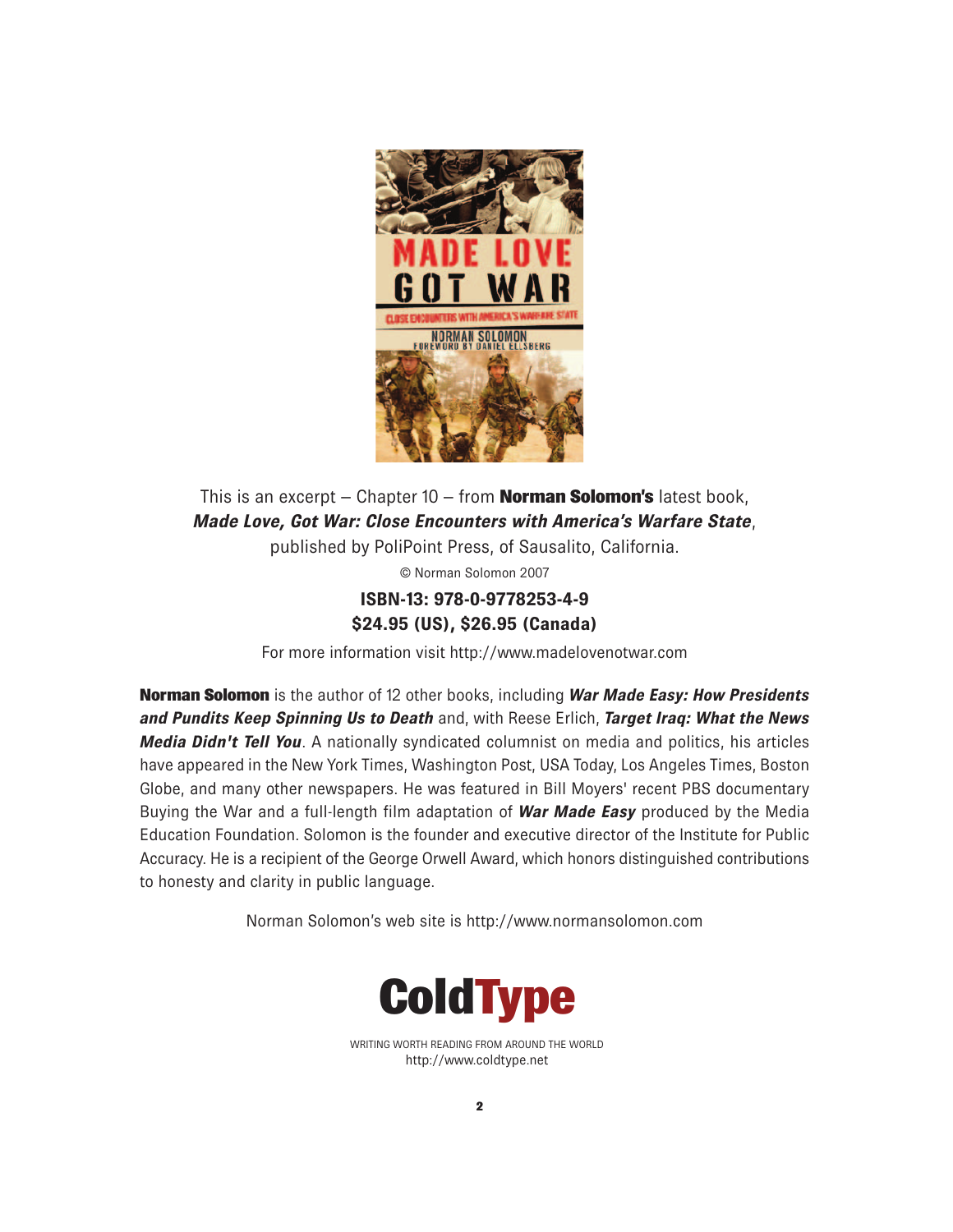This is an excerpt – Chapter 10 – from **Norman Solomon's** latest book, ***Made Love, Got War: Close Encounters with America's Warfare State***, published by PoliPoint Press, of Sausalito, California.

© Norman Solomon 2007

**ISBN-13: 978-0-9778253-4-9**
**$24.95 (US), $26.95 (Canada)**

For more information visit http://www.madelovenotwar.com

**Norman Solomon** is the author of 12 other books, including ***War Made Easy: How Presidents and Pundits Keep Spinning Us to Death*** and, with Reese Erlich, ***Target Iraq: What the News Media Didn't Tell You***. A nationally syndicated columnist on media and politics, his articles have appeared in the New York Times, Washington Post, USA Today, Los Angeles Times, Boston Globe, and many other newspapers. He was featured in Bill Moyers' recent PBS documentary Buying the War and a full-length film adaptation of ***War Made Easy*** produced by the Media Education Foundation. Solomon is the founder and executive director of the Institute for Public Accuracy. He is a recipient of the George Orwell Award, which honors distinguished contributions to honesty and clarity in public language.

Norman Solomon's web site is http://www.normansolomon.com

**ColdType**

WRITING WORTH READING FROM AROUND THE WORLD
http://www.coldtype.net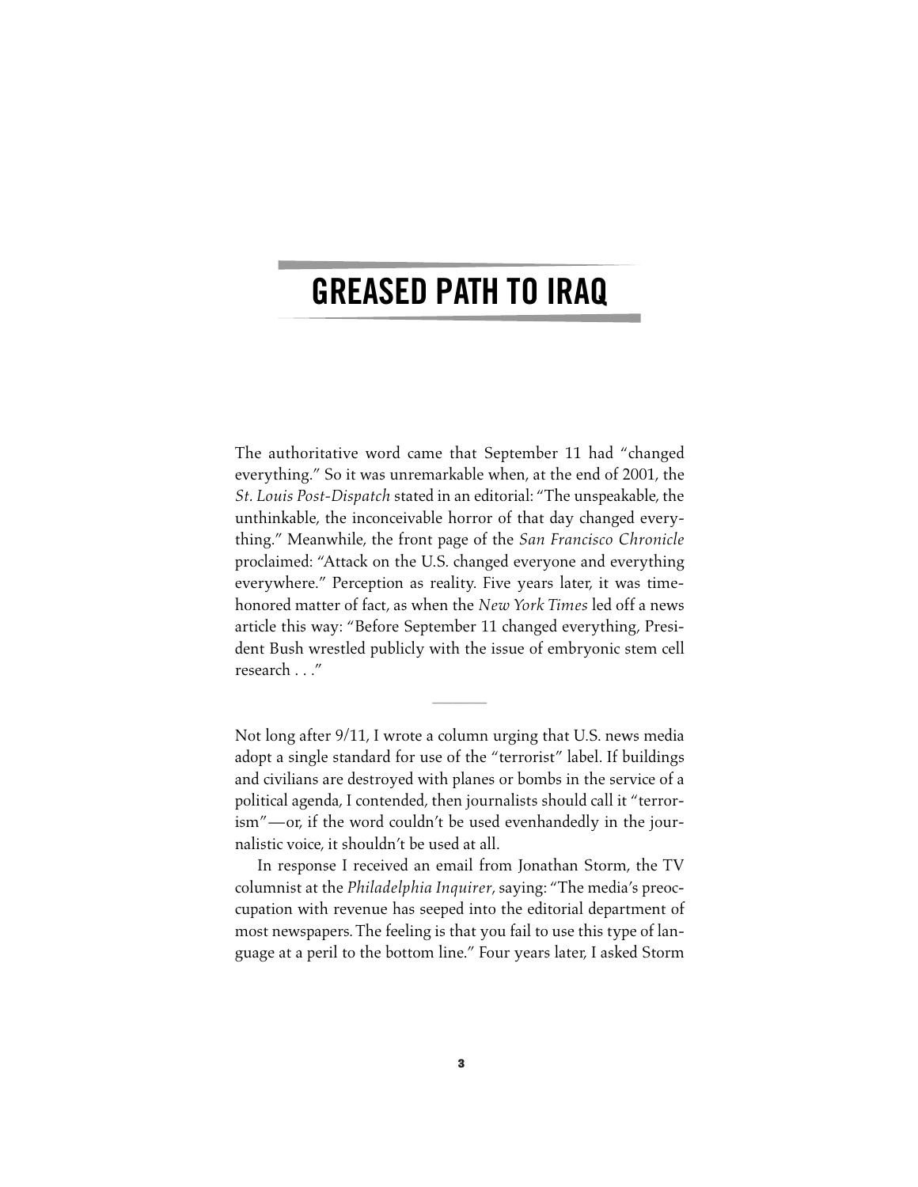# GREASED PATH TO IRAQ

The authoritative word came that September 11 had "changed everything." So it was unremarkable when, at the end of 2001, the *St. Louis Post-Dispatch* stated in an editorial: "The unspeakable, the unthinkable, the inconceivable horror of that day changed everything." Meanwhile, the front page of the *San Francisco Chronicle* proclaimed: "Attack on the U.S. changed everyone and everything everywhere." Perception as reality. Five years later, it was time-honored matter of fact, as when the *New York Times* led off a news article this way: "Before September 11 changed everything, President Bush wrestled publicly with the issue of embryonic stem cell research . . ."

---

Not long after 9/11, I wrote a column urging that U.S. news media adopt a single standard for use of the "terrorist" label. If buildings and civilians are destroyed with planes or bombs in the service of a political agenda, I contended, then journalists should call it "terrorism"—or, if the word couldn't be used evenhandedly in the journalistic voice, it shouldn't be used at all.

In response I received an email from Jonathan Storm, the TV columnist at the *Philadelphia Inquirer*, saying: "The media's preoccupation with revenue has seeped into the editorial department of most newspapers. The feeling is that you fail to use this type of language at a peril to the bottom line." Four years later, I asked Storm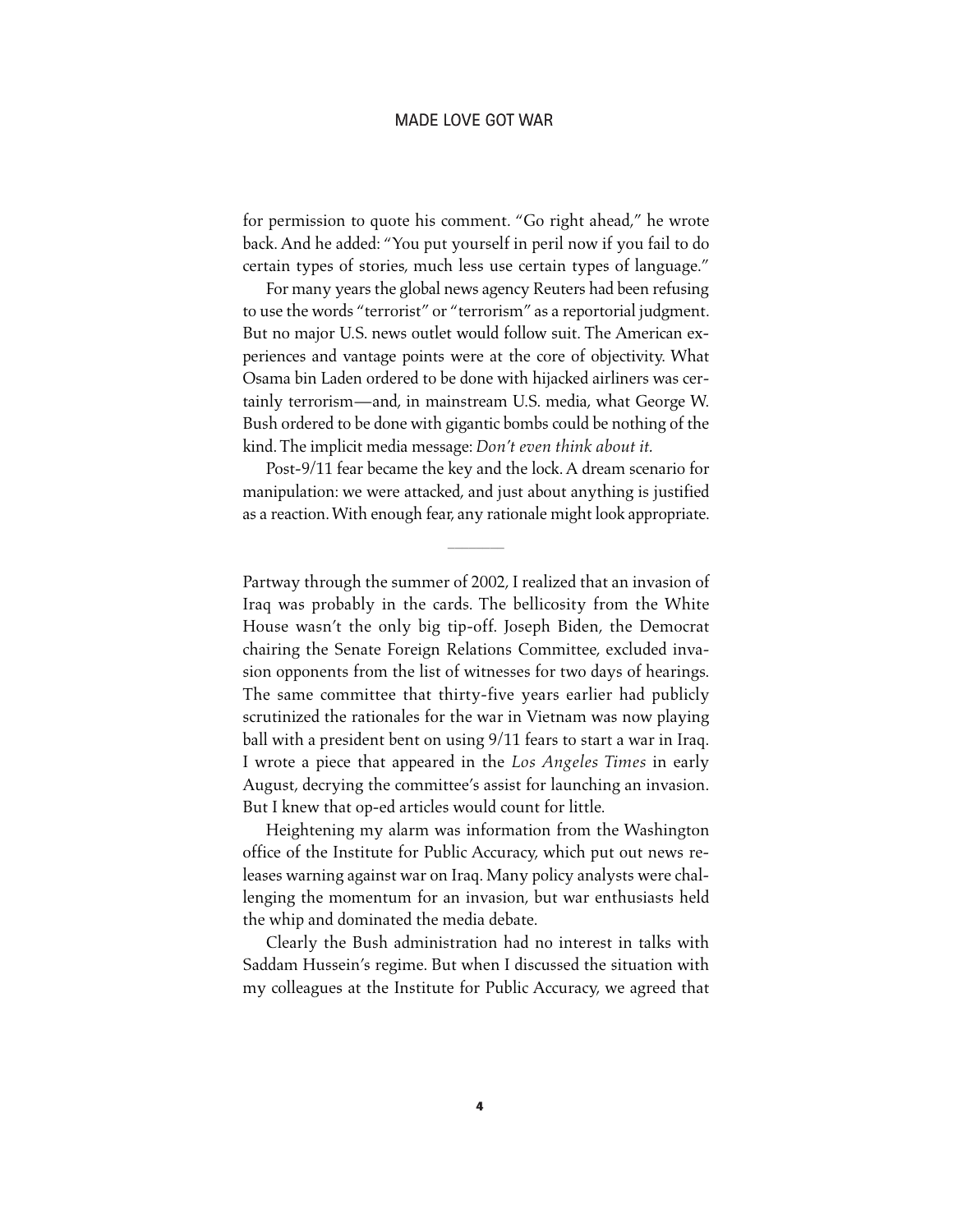for permission to quote his comment. “Go right ahead,” he wrote back. And he added: “You put yourself in peril now if you fail to do certain types of stories, much less use certain types of language.”

For many years the global news agency Reuters had been refusing to use the words “terrorist” or “terrorism” as a reportorial judgment. But no major U.S. news outlet would follow suit. The American experiences and vantage points were at the core of objectivity. What Osama bin Laden ordered to be done with hijacked airliners was certainly terrorism—and, in mainstream U.S. media, what George W. Bush ordered to be done with gigantic bombs could be nothing of the kind. The implicit media message: *Don’t even think about it.*

Post-9/11 fear became the key and the lock. A dream scenario for manipulation: we were attacked, and just about anything is justified as a reaction. With enough fear, any rationale might look appropriate.

---

Partway through the summer of 2002, I realized that an invasion of Iraq was probably in the cards. The bellicosity from the White House wasn’t the only big tip-off. Joseph Biden, the Democrat chairing the Senate Foreign Relations Committee, excluded invasion opponents from the list of witnesses for two days of hearings. The same committee that thirty-five years earlier had publicly scrutinized the rationales for the war in Vietnam was now playing ball with a president bent on using 9/11 fears to start a war in Iraq. I wrote a piece that appeared in the *Los Angeles Times* in early August, decrying the committee’s assist for launching an invasion. But I knew that op-ed articles would count for little.

Heightening my alarm was information from the Washington office of the Institute for Public Accuracy, which put out news releases warning against war on Iraq. Many policy analysts were challenging the momentum for an invasion, but war enthusiasts held the whip and dominated the media debate.

Clearly the Bush administration had no interest in talks with Saddam Hussein’s regime. But when I discussed the situation with my colleagues at the Institute for Public Accuracy, we agreed that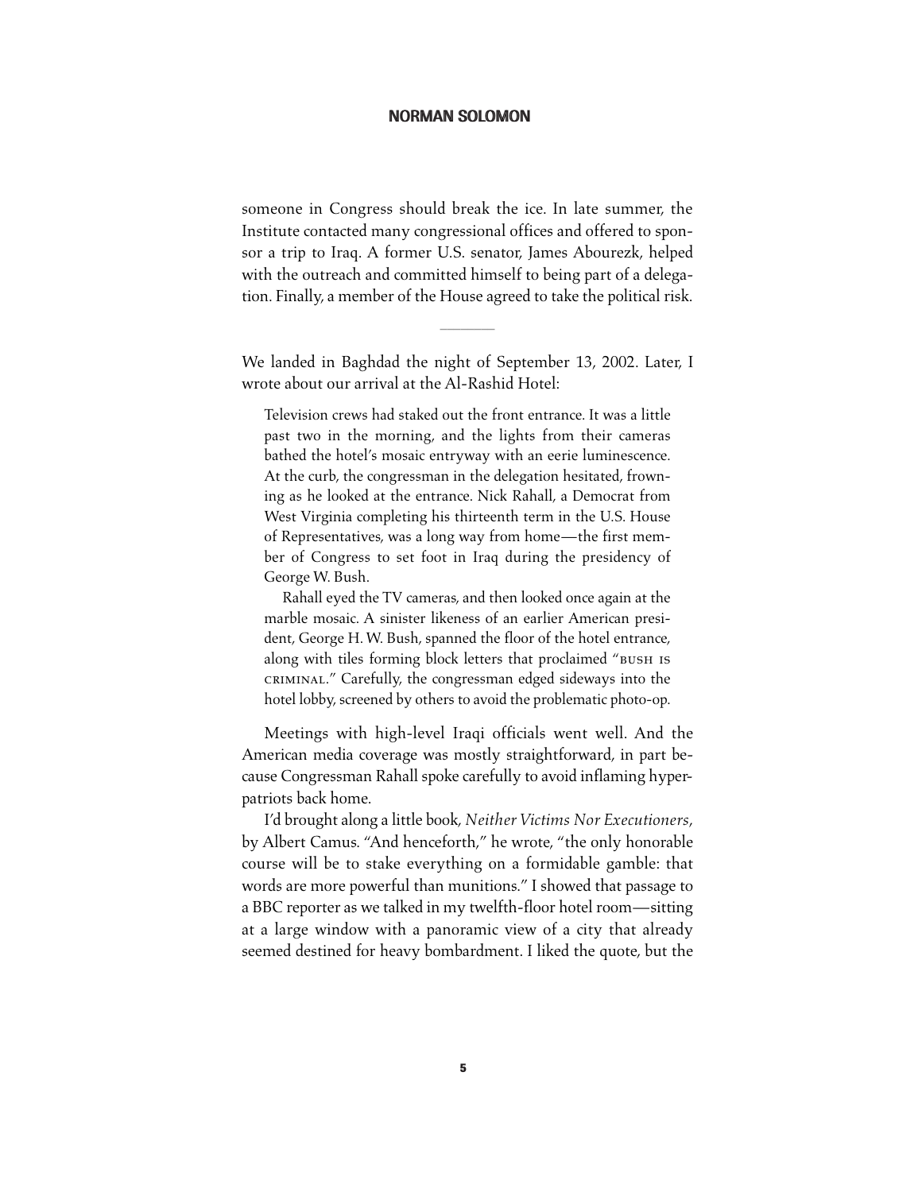someone in Congress should break the ice. In late summer, the Institute contacted many congressional offices and offered to sponsor a trip to Iraq. A former U.S. senator, James Abourezk, helped with the outreach and committed himself to being part of a delegation. Finally, a member of the House agreed to take the political risk.

---

We landed in Baghdad the night of September 13, 2002. Later, I wrote about our arrival at the Al-Rashid Hotel:

> Television crews had staked out the front entrance. It was a little past two in the morning, and the lights from their cameras bathed the hotel's mosaic entryway with an eerie luminescence. At the curb, the congressman in the delegation hesitated, frowning as he looked at the entrance. Nick Rahall, a Democrat from West Virginia completing his thirteenth term in the U.S. House of Representatives, was a long way from home—the first member of Congress to set foot in Iraq during the presidency of George W. Bush.
>
> Rahall eyed the TV cameras, and then looked once again at the marble mosaic. A sinister likeness of an earlier American president, George H. W. Bush, spanned the floor of the hotel entrance, along with tiles forming block letters that proclaimed "BUSH IS CRIMINAL." Carefully, the congressman edged sideways into the hotel lobby, screened by others to avoid the problematic photo-op.

Meetings with high-level Iraqi officials went well. And the American media coverage was mostly straightforward, in part because Congressman Rahall spoke carefully to avoid inflaming hyper-patriots back home.

I'd brought along a little book, *Neither Victims Nor Executioners*, by Albert Camus. "And henceforth," he wrote, "the only honorable course will be to stake everything on a formidable gamble: that words are more powerful than munitions." I showed that passage to a BBC reporter as we talked in my twelfth-floor hotel room—sitting at a large window with a panoramic view of a city that already seemed destined for heavy bombardment. I liked the quote, but the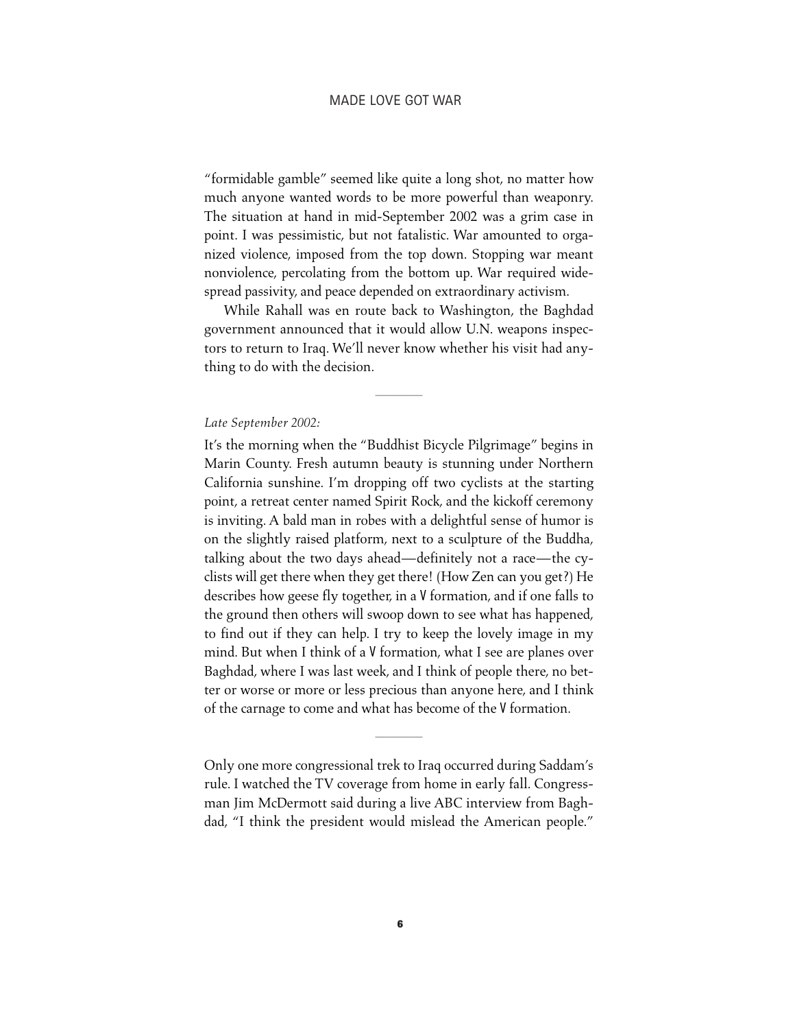"formidable gamble" seemed like quite a long shot, no matter how much anyone wanted words to be more powerful than weaponry. The situation at hand in mid-September 2002 was a grim case in point. I was pessimistic, but not fatalistic. War amounted to organized violence, imposed from the top down. Stopping war meant nonviolence, percolating from the bottom up. War required widespread passivity, and peace depended on extraordinary activism.

While Rahall was en route back to Washington, the Baghdad government announced that it would allow U.N. weapons inspectors to return to Iraq. We'll never know whether his visit had anything to do with the decision.

---

*Late September 2002:*

It's the morning when the "Buddhist Bicycle Pilgrimage" begins in Marin County. Fresh autumn beauty is stunning under Northern California sunshine. I'm dropping off two cyclists at the starting point, a retreat center named Spirit Rock, and the kickoff ceremony is inviting. A bald man in robes with a delightful sense of humor is on the slightly raised platform, next to a sculpture of the Buddha, talking about the two days ahead—definitely not a race—the cyclists will get there when they get there! (How Zen can you get?) He describes how geese fly together, in a V formation, and if one falls to the ground then others will swoop down to see what has happened, to find out if they can help. I try to keep the lovely image in my mind. But when I think of a V formation, what I see are planes over Baghdad, where I was last week, and I think of people there, no better or worse or more or less precious than anyone here, and I think of the carnage to come and what has become of the V formation.

---

Only one more congressional trek to Iraq occurred during Saddam's rule. I watched the TV coverage from home in early fall. Congressman Jim McDermott said during a live ABC interview from Baghdad, "I think the president would mislead the American people."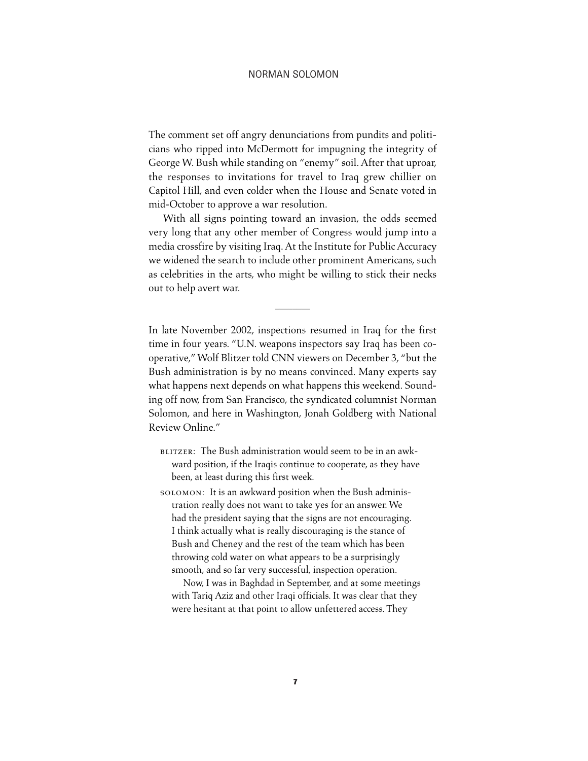The comment set off angry denunciations from pundits and politicians who ripped into McDermott for impugning the integrity of George W. Bush while standing on "enemy" soil. After that uproar, the responses to invitations for travel to Iraq grew chillier on Capitol Hill, and even colder when the House and Senate voted in mid-October to approve a war resolution.

With all signs pointing toward an invasion, the odds seemed very long that any other member of Congress would jump into a media crossfire by visiting Iraq. At the Institute for Public Accuracy we widened the search to include other prominent Americans, such as celebrities in the arts, who might be willing to stick their necks out to help avert war.

---

In late November 2002, inspections resumed in Iraq for the first time in four years. "U.N. weapons inspectors say Iraq has been cooperative," Wolf Blitzer told CNN viewers on December 3, "but the Bush administration is by no means convinced. Many experts say what happens next depends on what happens this weekend. Sounding off now, from San Francisco, the syndicated columnist Norman Solomon, and here in Washington, Jonah Goldberg with National Review Online."

> BLITZER: The Bush administration would seem to be in an awkward position, if the Iraqis continue to cooperate, as they have been, at least during this first week.
>
> SOLOMON: It is an awkward position when the Bush administration really does not want to take yes for an answer. We had the president saying that the signs are not encouraging. I think actually what is really discouraging is the stance of Bush and Cheney and the rest of the team which has been throwing cold water on what appears to be a surprisingly smooth, and so far very successful, inspection operation.
>
> Now, I was in Baghdad in September, and at some meetings with Tariq Aziz and other Iraqi officials. It was clear that they were hesitant at that point to allow unfettered access. They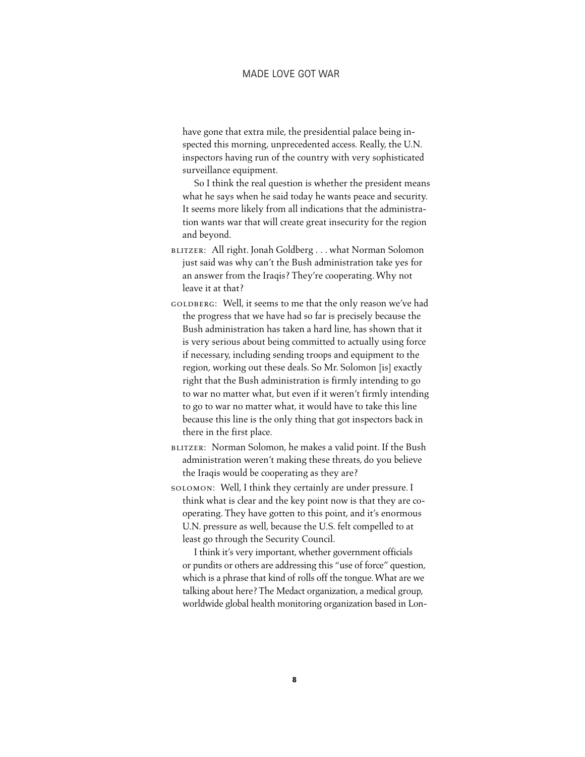have gone that extra mile, the presidential palace being inspected this morning, unprecedented access. Really, the U.N. inspectors having run of the country with very sophisticated surveillance equipment.

So I think the real question is whether the president means what he says when he said today he wants peace and security. It seems more likely from all indications that the administration wants war that will create great insecurity for the region and beyond.

BLITZER: All right. Jonah Goldberg . . . what Norman Solomon just said was why can't the Bush administration take yes for an answer from the Iraqis? They're cooperating. Why not leave it at that?

GOLDBERG: Well, it seems to me that the only reason we've had the progress that we have had so far is precisely because the Bush administration has taken a hard line, has shown that it is very serious about being committed to actually using force if necessary, including sending troops and equipment to the region, working out these deals. So Mr. Solomon [is] exactly right that the Bush administration is firmly intending to go to war no matter what, but even if it weren't firmly intending to go to war no matter what, it would have to take this line because this line is the only thing that got inspectors back in there in the first place.

BLITZER: Norman Solomon, he makes a valid point. If the Bush administration weren't making these threats, do you believe the Iraqis would be cooperating as they are?

SOLOMON: Well, I think they certainly are under pressure. I think what is clear and the key point now is that they are cooperating. They have gotten to this point, and it's enormous U.N. pressure as well, because the U.S. felt compelled to at least go through the Security Council.

I think it's very important, whether government officials or pundits or others are addressing this "use of force" question, which is a phrase that kind of rolls off the tongue. What are we talking about here? The Medact organization, a medical group, worldwide global health monitoring organization based in Lon-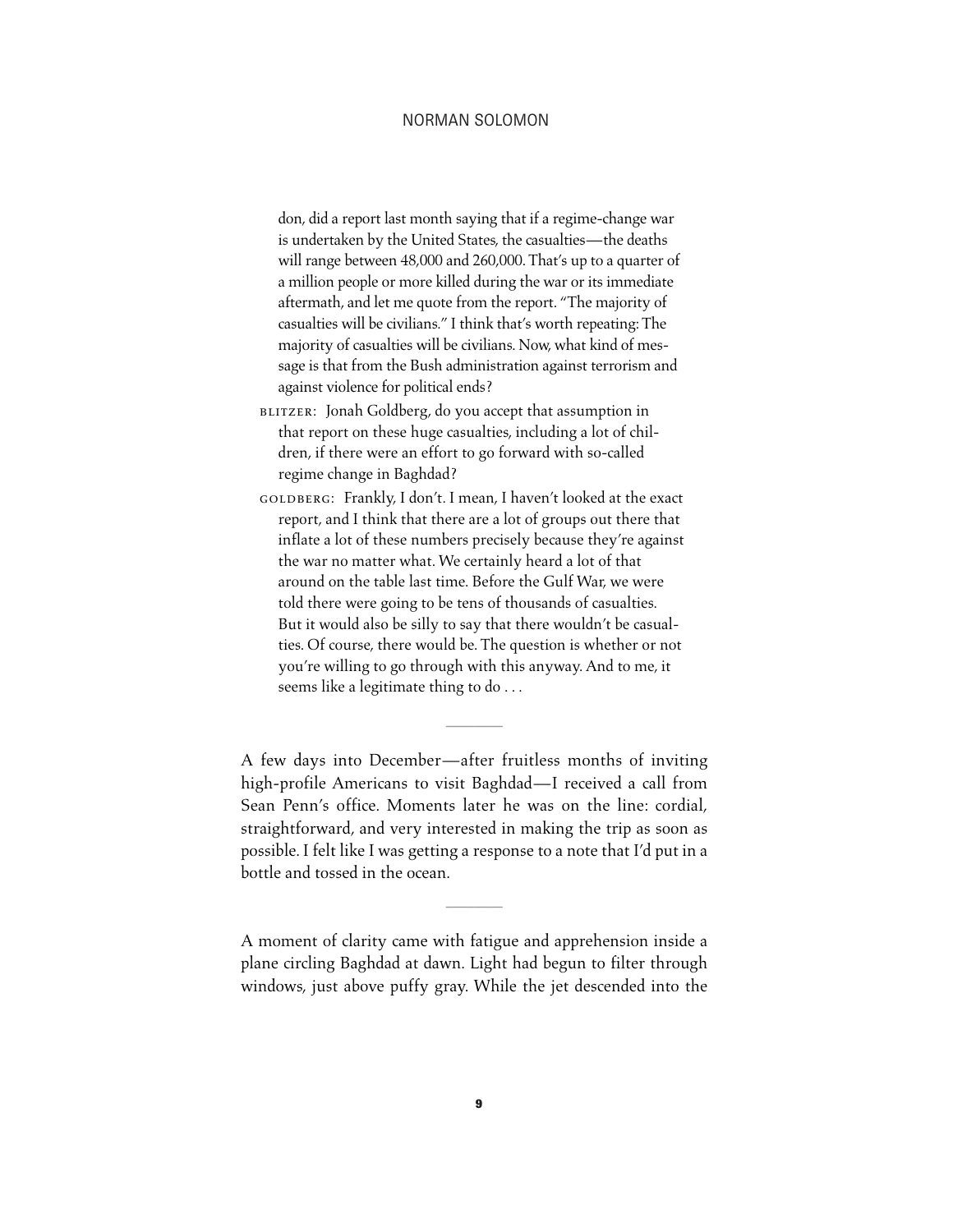don, did a report last month saying that if a regime-change war is undertaken by the United States, the casualties—the deaths will range between 48,000 and 260,000. That's up to a quarter of a million people or more killed during the war or its immediate aftermath, and let me quote from the report. "The majority of casualties will be civilians." I think that's worth repeating: The majority of casualties will be civilians. Now, what kind of message is that from the Bush administration against terrorism and against violence for political ends?

BLITZER: Jonah Goldberg, do you accept that assumption in that report on these huge casualties, including a lot of children, if there were an effort to go forward with so-called regime change in Baghdad?

GOLDBERG: Frankly, I don't. I mean, I haven't looked at the exact report, and I think that there are a lot of groups out there that inflate a lot of these numbers precisely because they're against the war no matter what. We certainly heard a lot of that around on the table last time. Before the Gulf War, we were told there were going to be tens of thousands of casualties. But it would also be silly to say that there wouldn't be casualties. Of course, there would be. The question is whether or not you're willing to go through with this anyway. And to me, it seems like a legitimate thing to do . . .

---

A few days into December—after fruitless months of inviting high-profile Americans to visit Baghdad—I received a call from Sean Penn's office. Moments later he was on the line: cordial, straightforward, and very interested in making the trip as soon as possible. I felt like I was getting a response to a note that I'd put in a bottle and tossed in the ocean.

---

A moment of clarity came with fatigue and apprehension inside a plane circling Baghdad at dawn. Light had begun to filter through windows, just above puffy gray. While the jet descended into the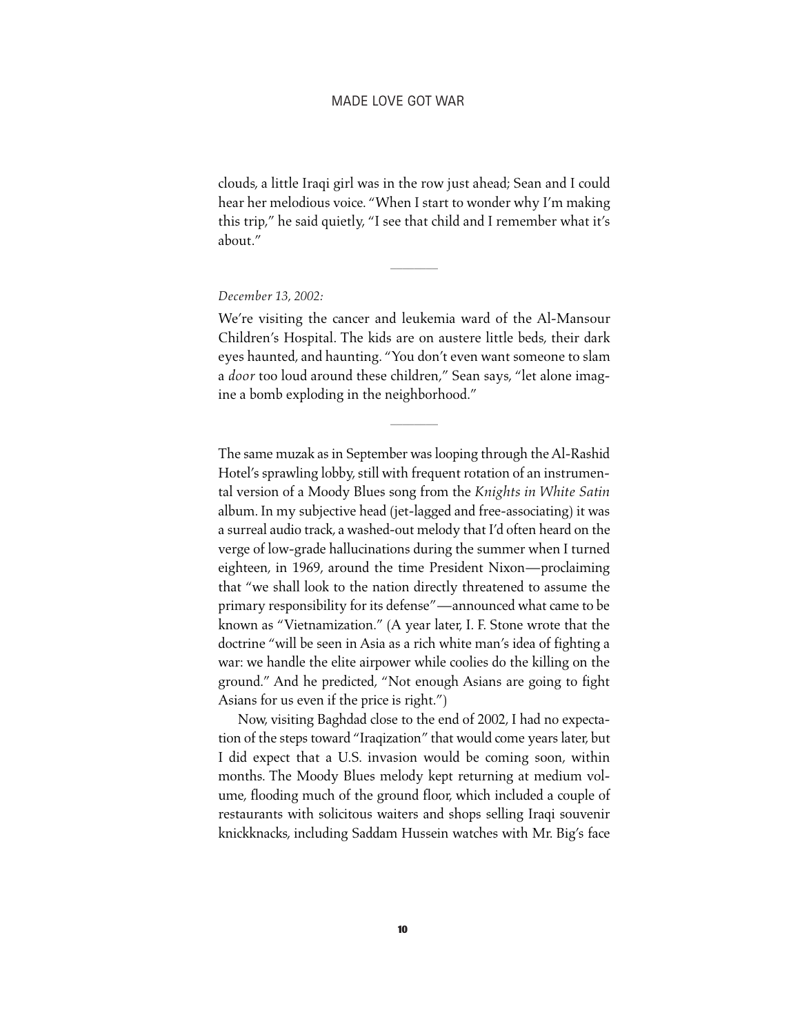clouds, a little Iraqi girl was in the row just ahead; Sean and I could hear her melodious voice. "When I start to wonder why I'm making this trip," he said quietly, "I see that child and I remember what it's about."

---

*December 13, 2002:*

We're visiting the cancer and leukemia ward of the Al-Mansour Children's Hospital. The kids are on austere little beds, their dark eyes haunted, and haunting. "You don't even want someone to slam a *door* too loud around these children," Sean says, "let alone imagine a bomb exploding in the neighborhood."

---

The same muzak as in September was looping through the Al-Rashid Hotel's sprawling lobby, still with frequent rotation of an instrumental version of a Moody Blues song from the *Knights in White Satin* album. In my subjective head (jet-lagged and free-associating) it was a surreal audio track, a washed-out melody that I'd often heard on the verge of low-grade hallucinations during the summer when I turned eighteen, in 1969, around the time President Nixon—proclaiming that "we shall look to the nation directly threatened to assume the primary responsibility for its defense"—announced what came to be known as "Vietnamization." (A year later, I. F. Stone wrote that the doctrine "will be seen in Asia as a rich white man's idea of fighting a war: we handle the elite airpower while coolies do the killing on the ground." And he predicted, "Not enough Asians are going to fight Asians for us even if the price is right.")

Now, visiting Baghdad close to the end of 2002, I had no expectation of the steps toward "Iraqization" that would come years later, but I did expect that a U.S. invasion would be coming soon, within months. The Moody Blues melody kept returning at medium volume, flooding much of the ground floor, which included a couple of restaurants with solicitous waiters and shops selling Iraqi souvenir knickknacks, including Saddam Hussein watches with Mr. Big's face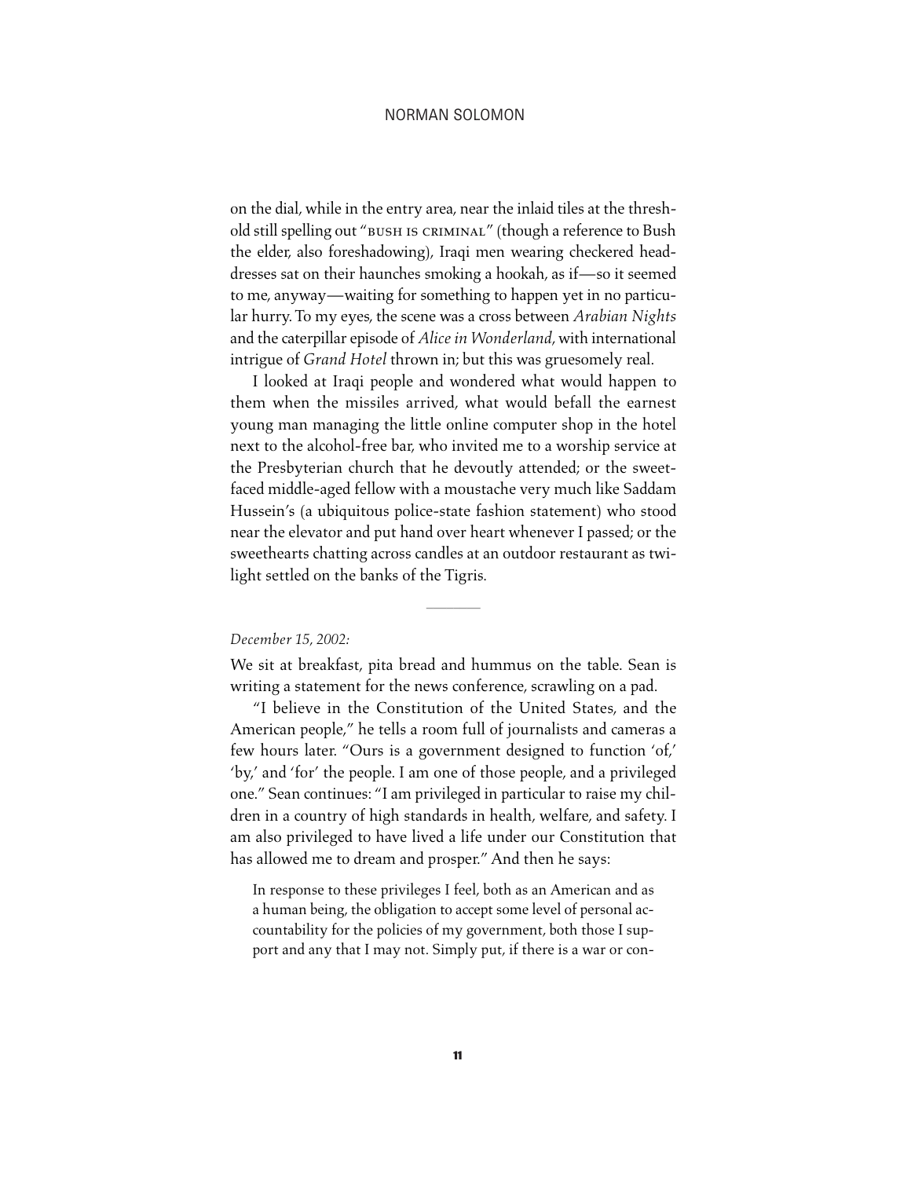on the dial, while in the entry area, near the inlaid tiles at the threshold still spelling out "BUSH IS CRIMINAL" (though a reference to Bush the elder, also foreshadowing), Iraqi men wearing checkered headdresses sat on their haunches smoking a hookah, as if—so it seemed to me, anyway—waiting for something to happen yet in no particular hurry. To my eyes, the scene was a cross between *Arabian Nights* and the caterpillar episode of *Alice in Wonderland*, with international intrigue of *Grand Hotel* thrown in; but this was gruesomely real.

I looked at Iraqi people and wondered what would happen to them when the missiles arrived, what would befall the earnest young man managing the little online computer shop in the hotel next to the alcohol-free bar, who invited me to a worship service at the Presbyterian church that he devoutly attended; or the sweet-faced middle-aged fellow with a moustache very much like Saddam Hussein's (a ubiquitous police-state fashion statement) who stood near the elevator and put hand over heart whenever I passed; or the sweethearts chatting across candles at an outdoor restaurant as twilight settled on the banks of the Tigris.

---

*December 15, 2002:*

We sit at breakfast, pita bread and hummus on the table. Sean is writing a statement for the news conference, scrawling on a pad.

"I believe in the Constitution of the United States, and the American people," he tells a room full of journalists and cameras a few hours later. "Ours is a government designed to function 'of,' 'by,' and 'for' the people. I am one of those people, and a privileged one." Sean continues: "I am privileged in particular to raise my children in a country of high standards in health, welfare, and safety. I am also privileged to have lived a life under our Constitution that has allowed me to dream and prosper." And then he says:

> In response to these privileges I feel, both as an American and as a human being, the obligation to accept some level of personal accountability for the policies of my government, both those I support and any that I may not. Simply put, if there is a war or con-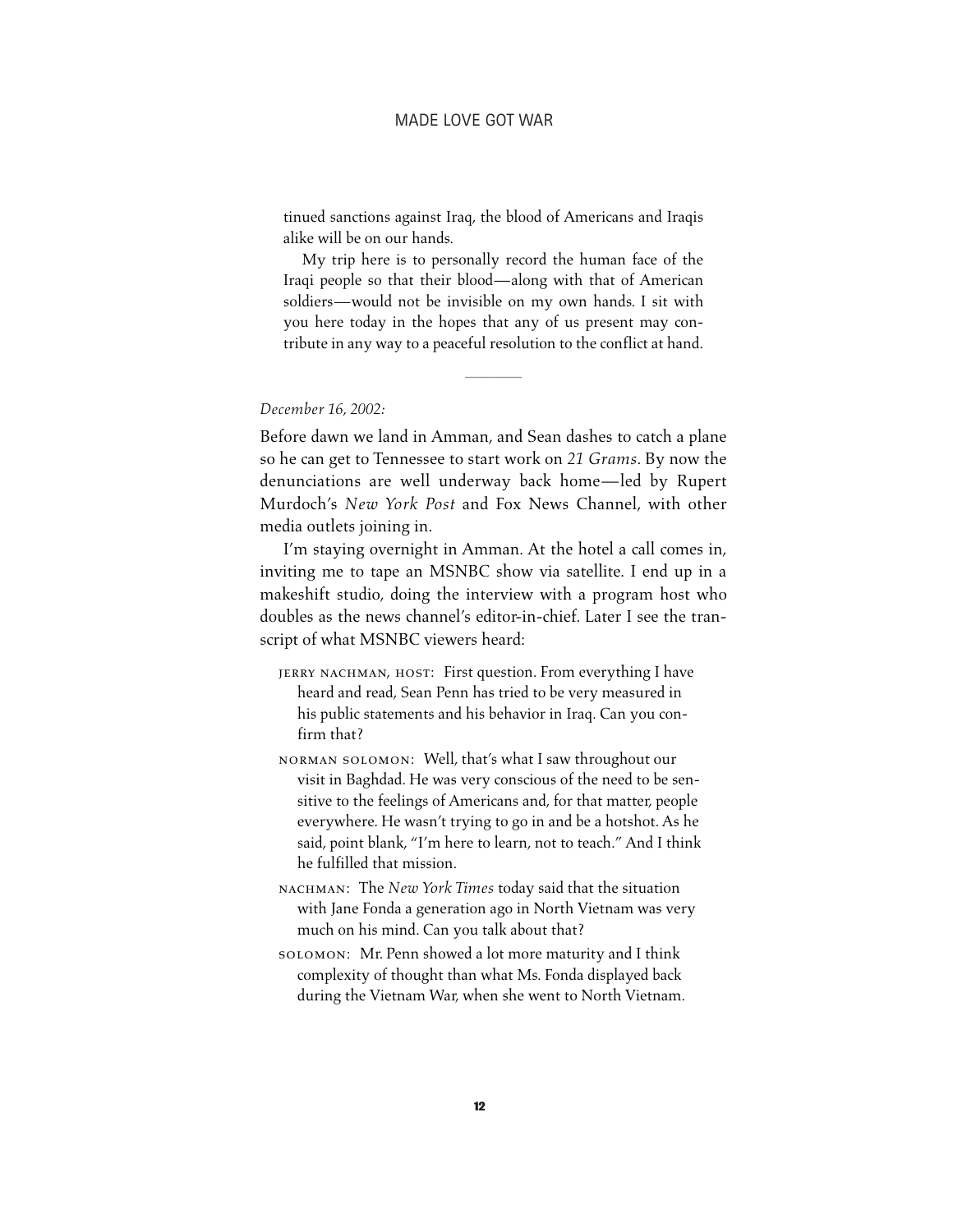tinued sanctions against Iraq, the blood of Americans and Iraqis alike will be on our hands.

My trip here is to personally record the human face of the Iraqi people so that their blood—along with that of American soldiers—would not be invisible on my own hands. I sit with you here today in the hopes that any of us present may contribute in any way to a peaceful resolution to the conflict at hand.

---

*December 16, 2002:*

Before dawn we land in Amman, and Sean dashes to catch a plane so he can get to Tennessee to start work on *21 Grams*. By now the denunciations are well underway back home—led by Rupert Murdoch's *New York Post* and Fox News Channel, with other media outlets joining in.

I'm staying overnight in Amman. At the hotel a call comes in, inviting me to tape an MSNBC show via satellite. I end up in a makeshift studio, doing the interview with a program host who doubles as the news channel's editor-in-chief. Later I see the transcript of what MSNBC viewers heard:

JERRY NACHMAN, HOST: First question. From everything I have heard and read, Sean Penn has tried to be very measured in his public statements and his behavior in Iraq. Can you confirm that?

NORMAN SOLOMON: Well, that's what I saw throughout our visit in Baghdad. He was very conscious of the need to be sensitive to the feelings of Americans and, for that matter, people everywhere. He wasn't trying to go in and be a hotshot. As he said, point blank, "I'm here to learn, not to teach." And I think he fulfilled that mission.

NACHMAN: The *New York Times* today said that the situation with Jane Fonda a generation ago in North Vietnam was very much on his mind. Can you talk about that?

SOLOMON: Mr. Penn showed a lot more maturity and I think complexity of thought than what Ms. Fonda displayed back during the Vietnam War, when she went to North Vietnam.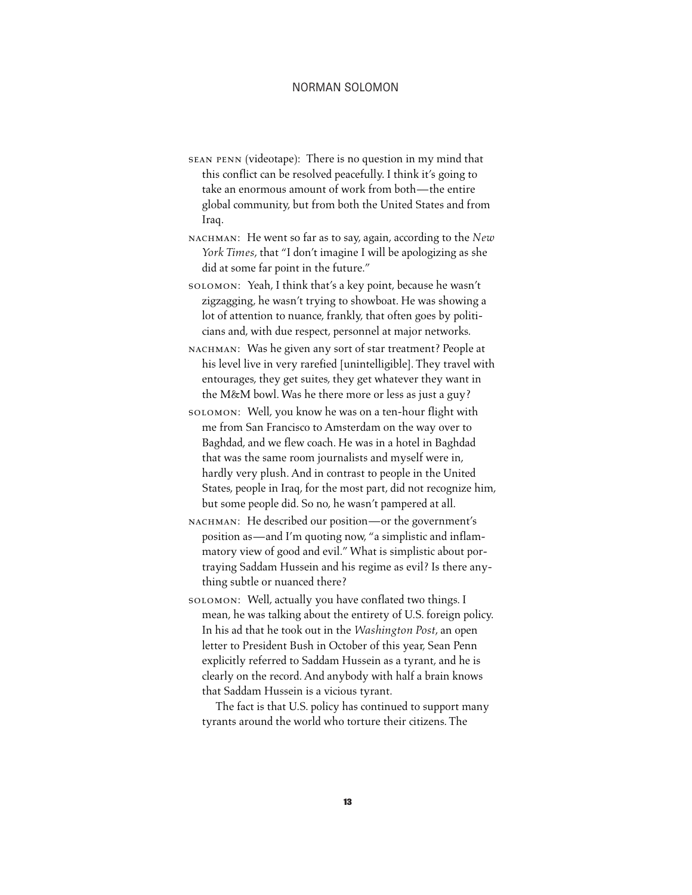SEAN PENN (videotape): There is no question in my mind that this conflict can be resolved peacefully. I think it's going to take an enormous amount of work from both—the entire global community, but from both the United States and from Iraq.

NACHMAN: He went so far as to say, again, according to the *New York Times*, that "I don't imagine I will be apologizing as she did at some far point in the future."

SOLOMON: Yeah, I think that's a key point, because he wasn't zigzagging, he wasn't trying to showboat. He was showing a lot of attention to nuance, frankly, that often goes by politicians and, with due respect, personnel at major networks.

NACHMAN: Was he given any sort of star treatment? People at his level live in very rarefied [unintelligible]. They travel with entourages, they get suites, they get whatever they want in the M&M bowl. Was he there more or less as just a guy?

SOLOMON: Well, you know he was on a ten-hour flight with me from San Francisco to Amsterdam on the way over to Baghdad, and we flew coach. He was in a hotel in Baghdad that was the same room journalists and myself were in, hardly very plush. And in contrast to people in the United States, people in Iraq, for the most part, did not recognize him, but some people did. So no, he wasn't pampered at all.

NACHMAN: He described our position—or the government's position as—and I'm quoting now, "a simplistic and inflammatory view of good and evil." What is simplistic about portraying Saddam Hussein and his regime as evil? Is there anything subtle or nuanced there?

SOLOMON: Well, actually you have conflated two things. I mean, he was talking about the entirety of U.S. foreign policy. In his ad that he took out in the *Washington Post*, an open letter to President Bush in October of this year, Sean Penn explicitly referred to Saddam Hussein as a tyrant, and he is clearly on the record. And anybody with half a brain knows that Saddam Hussein is a vicious tyrant.

The fact is that U.S. policy has continued to support many tyrants around the world who torture their citizens. The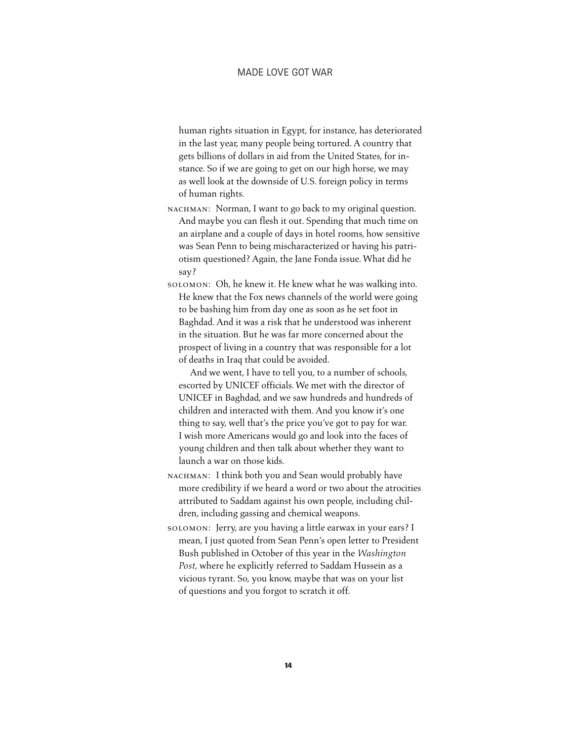human rights situation in Egypt, for instance, has deteriorated in the last year, many people being tortured. A country that gets billions of dollars in aid from the United States, for instance. So if we are going to get on our high horse, we may as well look at the downside of U.S. foreign policy in terms of human rights.

NACHMAN: Norman, I want to go back to my original question. And maybe you can flesh it out. Spending that much time on an airplane and a couple of days in hotel rooms, how sensitive was Sean Penn to being mischaracterized or having his patriotism questioned? Again, the Jane Fonda issue. What did he say?

SOLOMON: Oh, he knew it. He knew what he was walking into. He knew that the Fox news channels of the world were going to be bashing him from day one as soon as he set foot in Baghdad. And it was a risk that he understood was inherent in the situation. But he was far more concerned about the prospect of living in a country that was responsible for a lot of deaths in Iraq that could be avoided.

And we went, I have to tell you, to a number of schools, escorted by UNICEF officials. We met with the director of UNICEF in Baghdad, and we saw hundreds and hundreds of children and interacted with them. And you know it's one thing to say, well that's the price you've got to pay for war. I wish more Americans would go and look into the faces of young children and then talk about whether they want to launch a war on those kids.

NACHMAN: I think both you and Sean would probably have more credibility if we heard a word or two about the atrocities attributed to Saddam against his own people, including children, including gassing and chemical weapons.

SOLOMON: Jerry, are you having a little earwax in your ears? I mean, I just quoted from Sean Penn's open letter to President Bush published in October of this year in the *Washington Post*, where he explicitly referred to Saddam Hussein as a vicious tyrant. So, you know, maybe that was on your list of questions and you forgot to scratch it off.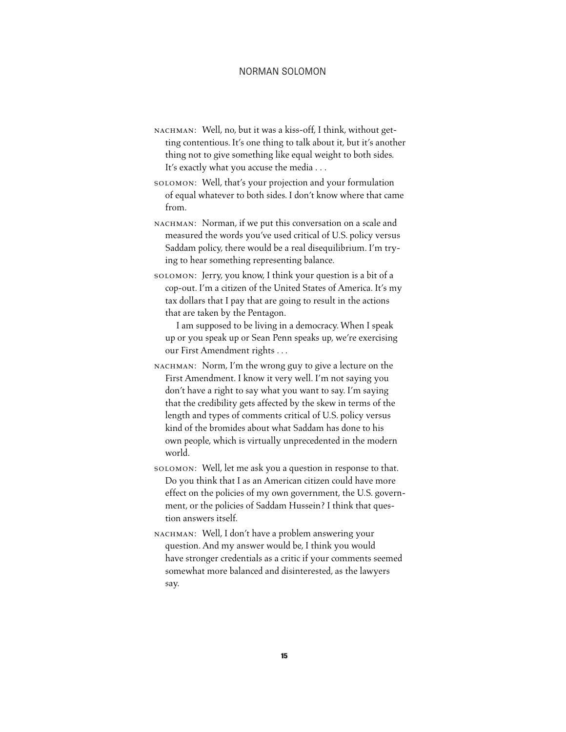NACHMAN: Well, no, but it was a kiss-off, I think, without getting contentious. It's one thing to talk about it, but it's another thing not to give something like equal weight to both sides. It's exactly what you accuse the media . . .

SOLOMON: Well, that's your projection and your formulation of equal whatever to both sides. I don't know where that came from.

NACHMAN: Norman, if we put this conversation on a scale and measured the words you've used critical of U.S. policy versus Saddam policy, there would be a real disequilibrium. I'm trying to hear something representing balance.

SOLOMON: Jerry, you know, I think your question is a bit of a cop-out. I'm a citizen of the United States of America. It's my tax dollars that I pay that are going to result in the actions that are taken by the Pentagon.

I am supposed to be living in a democracy. When I speak up or you speak up or Sean Penn speaks up, we're exercising our First Amendment rights . . .

NACHMAN: Norm, I'm the wrong guy to give a lecture on the First Amendment. I know it very well. I'm not saying you don't have a right to say what you want to say. I'm saying that the credibility gets affected by the skew in terms of the length and types of comments critical of U.S. policy versus kind of the bromides about what Saddam has done to his own people, which is virtually unprecedented in the modern world.

SOLOMON: Well, let me ask you a question in response to that. Do you think that I as an American citizen could have more effect on the policies of my own government, the U.S. government, or the policies of Saddam Hussein? I think that question answers itself.

NACHMAN: Well, I don't have a problem answering your question. And my answer would be, I think you would have stronger credentials as a critic if your comments seemed somewhat more balanced and disinterested, as the lawyers say.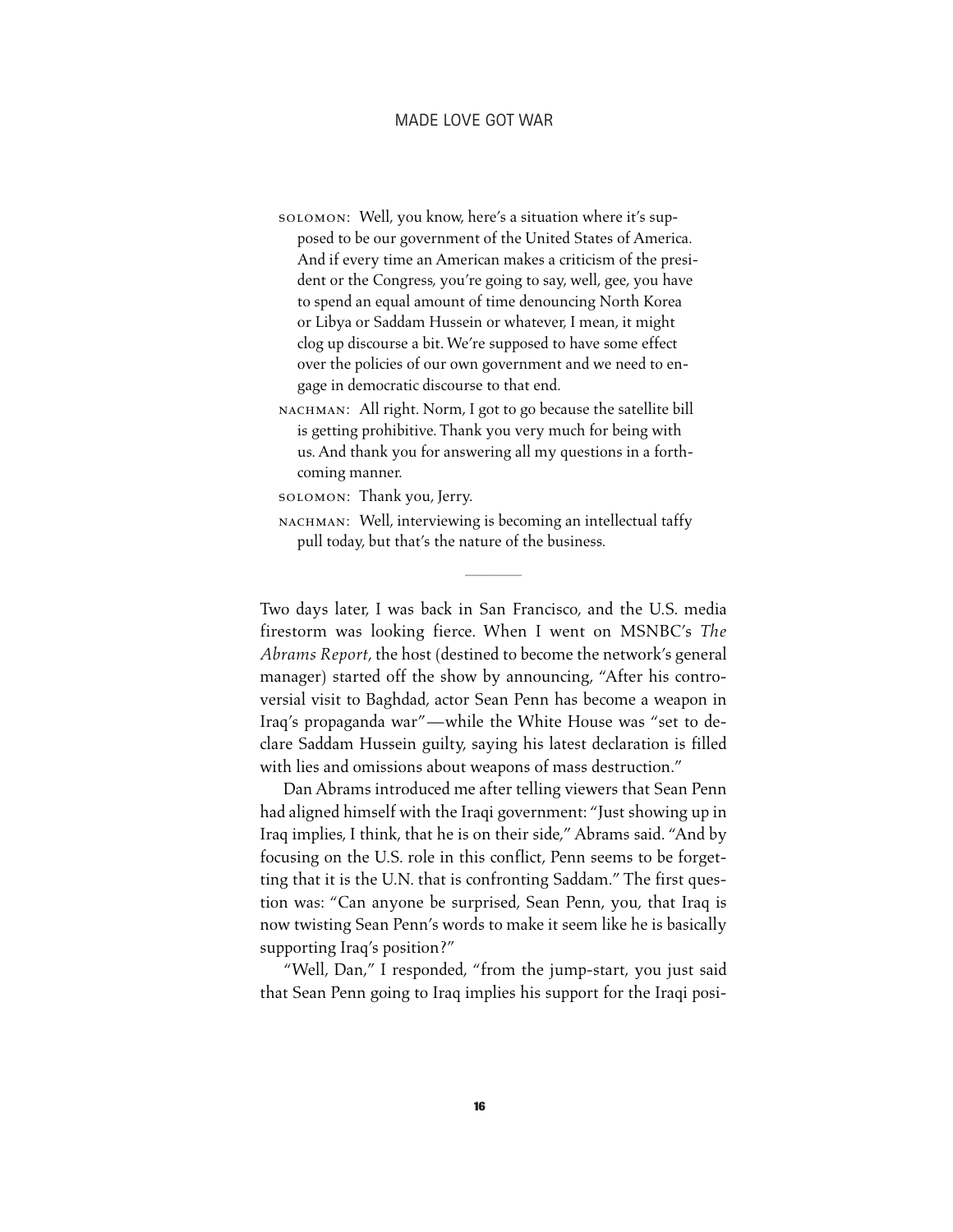SOLOMON: Well, you know, here's a situation where it's supposed to be our government of the United States of America. And if every time an American makes a criticism of the president or the Congress, you're going to say, well, gee, you have to spend an equal amount of time denouncing North Korea or Libya or Saddam Hussein or whatever, I mean, it might clog up discourse a bit. We're supposed to have some effect over the policies of our own government and we need to engage in democratic discourse to that end.

NACHMAN: All right. Norm, I got to go because the satellite bill is getting prohibitive. Thank you very much for being with us. And thank you for answering all my questions in a forthcoming manner.

SOLOMON: Thank you, Jerry.

NACHMAN: Well, interviewing is becoming an intellectual taffy pull today, but that's the nature of the business.

---

Two days later, I was back in San Francisco, and the U.S. media firestorm was looking fierce. When I went on MSNBC's *The Abrams Report*, the host (destined to become the network's general manager) started off the show by announcing, "After his controversial visit to Baghdad, actor Sean Penn has become a weapon in Iraq's propaganda war"—while the White House was "set to declare Saddam Hussein guilty, saying his latest declaration is filled with lies and omissions about weapons of mass destruction."

Dan Abrams introduced me after telling viewers that Sean Penn had aligned himself with the Iraqi government: "Just showing up in Iraq implies, I think, that he is on their side," Abrams said. "And by focusing on the U.S. role in this conflict, Penn seems to be forgetting that it is the U.N. that is confronting Saddam." The first question was: "Can anyone be surprised, Sean Penn, you, that Iraq is now twisting Sean Penn's words to make it seem like he is basically supporting Iraq's position?"

"Well, Dan," I responded, "from the jump-start, you just said that Sean Penn going to Iraq implies his support for the Iraqi posi-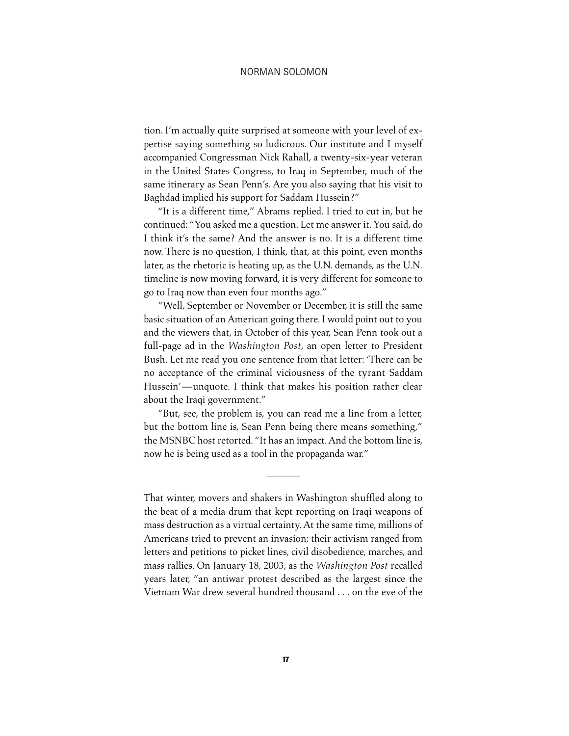tion. I'm actually quite surprised at someone with your level of expertise saying something so ludicrous. Our institute and I myself accompanied Congressman Nick Rahall, a twenty-six-year veteran in the United States Congress, to Iraq in September, much of the same itinerary as Sean Penn's. Are you also saying that his visit to Baghdad implied his support for Saddam Hussein?"

"It is a different time," Abrams replied. I tried to cut in, but he continued: "You asked me a question. Let me answer it. You said, do I think it's the same? And the answer is no. It is a different time now. There is no question, I think, that, at this point, even months later, as the rhetoric is heating up, as the U.N. demands, as the U.N. timeline is now moving forward, it is very different for someone to go to Iraq now than even four months ago."

"Well, September or November or December, it is still the same basic situation of an American going there. I would point out to you and the viewers that, in October of this year, Sean Penn took out a full-page ad in the *Washington Post*, an open letter to President Bush. Let me read you one sentence from that letter: 'There can be no acceptance of the criminal viciousness of the tyrant Saddam Hussein'—unquote. I think that makes his position rather clear about the Iraqi government."

"But, see, the problem is, you can read me a line from a letter, but the bottom line is, Sean Penn being there means something," the MSNBC host retorted. "It has an impact. And the bottom line is, now he is being used as a tool in the propaganda war."

---

That winter, movers and shakers in Washington shuffled along to the beat of a media drum that kept reporting on Iraqi weapons of mass destruction as a virtual certainty. At the same time, millions of Americans tried to prevent an invasion; their activism ranged from letters and petitions to picket lines, civil disobedience, marches, and mass rallies. On January 18, 2003, as the *Washington Post* recalled years later, "an antiwar protest described as the largest since the Vietnam War drew several hundred thousand . . . on the eve of the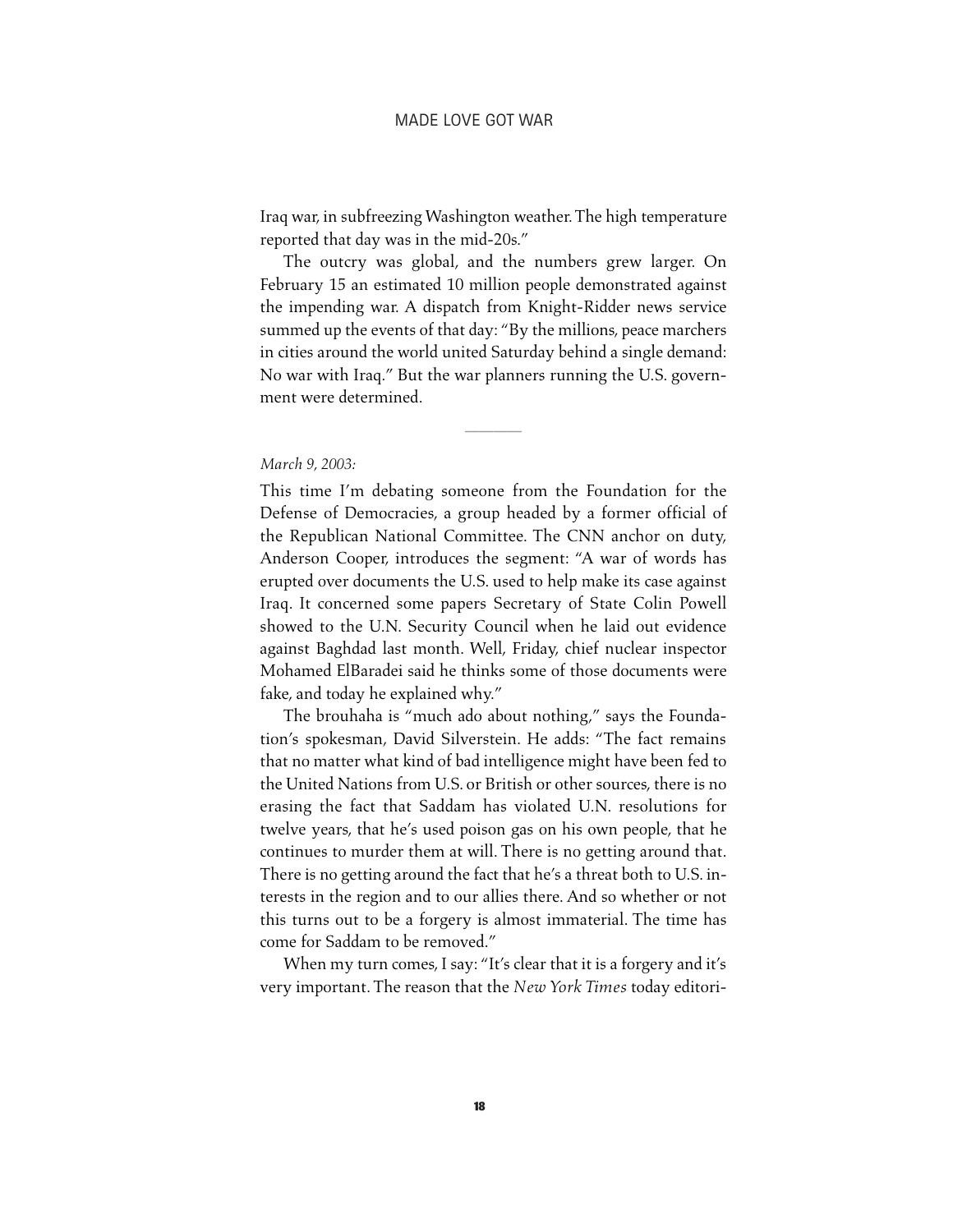Iraq war, in subfreezing Washington weather. The high temperature reported that day was in the mid-20s."

The outcry was global, and the numbers grew larger. On February 15 an estimated 10 million people demonstrated against the impending war. A dispatch from Knight-Ridder news service summed up the events of that day: "By the millions, peace marchers in cities around the world united Saturday behind a single demand: No war with Iraq." But the war planners running the U.S. government were determined.

---

*March 9, 2003:*

This time I'm debating someone from the Foundation for the Defense of Democracies, a group headed by a former official of the Republican National Committee. The CNN anchor on duty, Anderson Cooper, introduces the segment: "A war of words has erupted over documents the U.S. used to help make its case against Iraq. It concerned some papers Secretary of State Colin Powell showed to the U.N. Security Council when he laid out evidence against Baghdad last month. Well, Friday, chief nuclear inspector Mohamed ElBaradei said he thinks some of those documents were fake, and today he explained why."

The brouhaha is "much ado about nothing," says the Foundation's spokesman, David Silverstein. He adds: "The fact remains that no matter what kind of bad intelligence might have been fed to the United Nations from U.S. or British or other sources, there is no erasing the fact that Saddam has violated U.N. resolutions for twelve years, that he's used poison gas on his own people, that he continues to murder them at will. There is no getting around that. There is no getting around the fact that he's a threat both to U.S. interests in the region and to our allies there. And so whether or not this turns out to be a forgery is almost immaterial. The time has come for Saddam to be removed."

When my turn comes, I say: "It's clear that it is a forgery and it's very important. The reason that the *New York Times* today editori-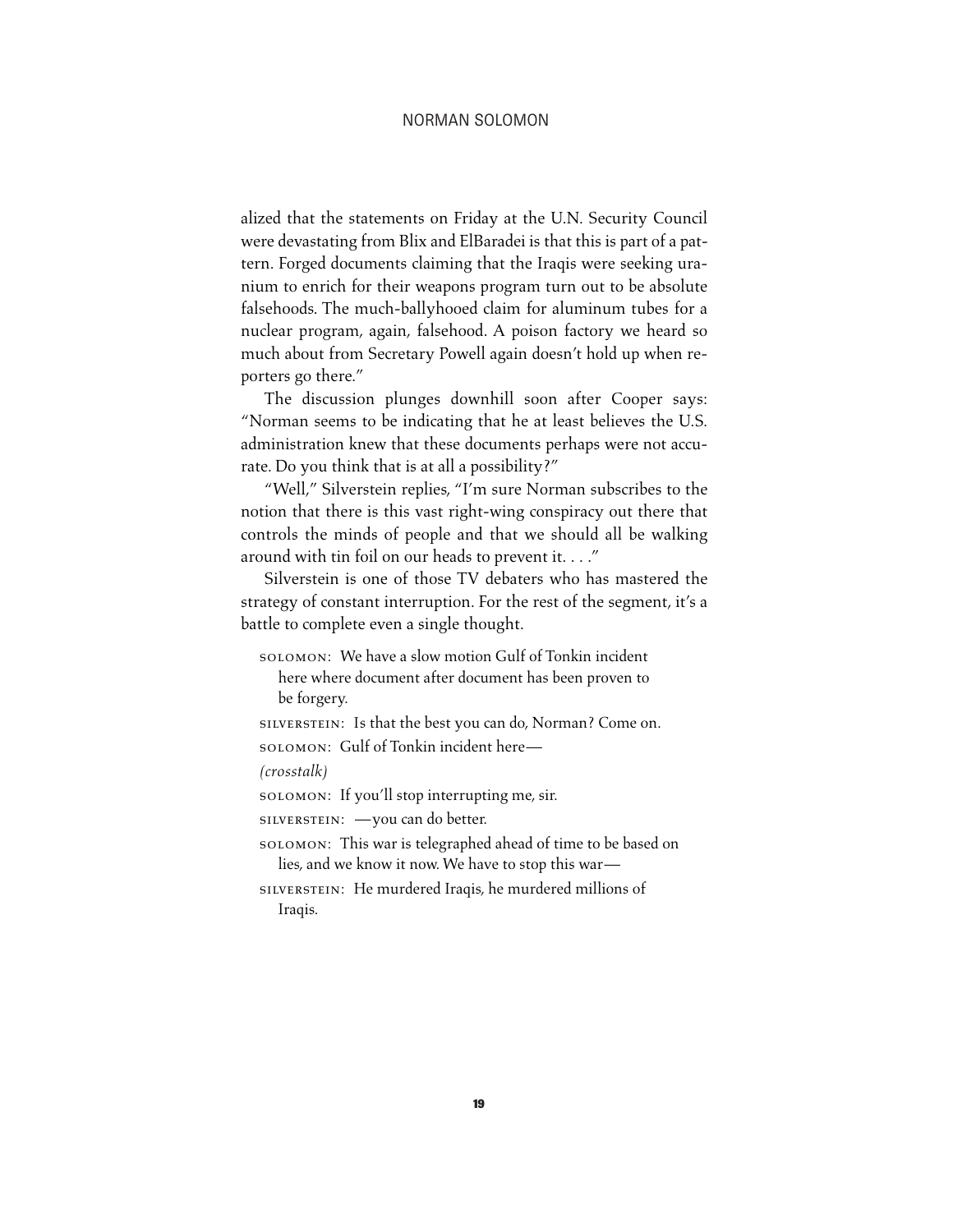alized that the statements on Friday at the U.N. Security Council were devastating from Blix and ElBaradei is that this is part of a pattern. Forged documents claiming that the Iraqis were seeking uranium to enrich for their weapons program turn out to be absolute falsehoods. The much-ballyhooed claim for aluminum tubes for a nuclear program, again, falsehood. A poison factory we heard so much about from Secretary Powell again doesn't hold up when reporters go there."

The discussion plunges downhill soon after Cooper says: "Norman seems to be indicating that he at least believes the U.S. administration knew that these documents perhaps were not accurate. Do you think that is at all a possibility?"

"Well," Silverstein replies, "I'm sure Norman subscribes to the notion that there is this vast right-wing conspiracy out there that controls the minds of people and that we should all be walking around with tin foil on our heads to prevent it. . . ."

Silverstein is one of those TV debaters who has mastered the strategy of constant interruption. For the rest of the segment, it's a battle to complete even a single thought.

SOLOMON: We have a slow motion Gulf of Tonkin incident here where document after document has been proven to be forgery.

SILVERSTEIN: Is that the best you can do, Norman? Come on.

SOLOMON: Gulf of Tonkin incident here—

*(crosstalk)*

SOLOMON: If you'll stop interrupting me, sir.

SILVERSTEIN: —you can do better.

SOLOMON: This war is telegraphed ahead of time to be based on lies, and we know it now. We have to stop this war—

SILVERSTEIN: He murdered Iraqis, he murdered millions of Iraqis.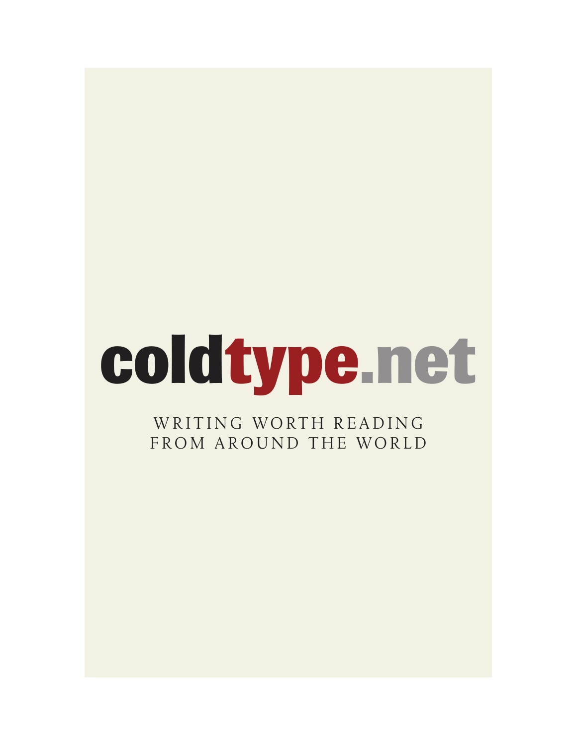# coldtype.net

WRITING WORTH READING
FROM AROUND THE WORLD